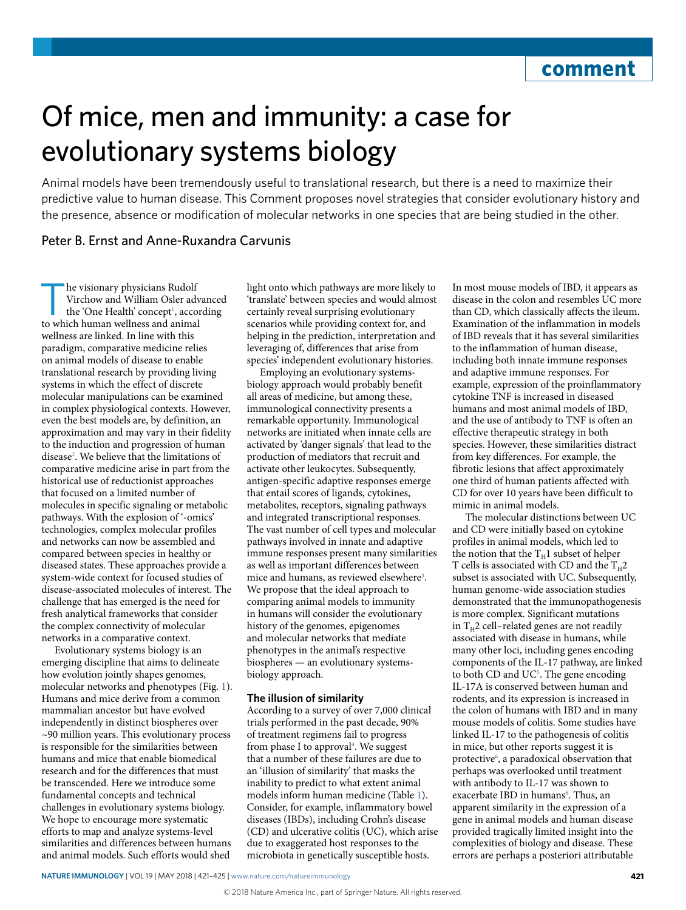comment

# Of mice, men and immunity: a case for evolutionary systems biology

Animal models have been tremendously useful to translational research, but there is a need to maximize their predictive value to human disease. This Comment proposes novel strategies that consider evolutionary history and the presence, absence or modification of molecular networks in one species that are being studied in the other.

Peter B. Ernst and Anne-Ruxandra Carvunis

The visionary physicians Rudolf Virchow and William Osler advanced the 'One Health' concept[1], according to which human wellness and animal wellness are linked. In line with this paradigm, comparative medicine relies on animal models of disease to enable translational research by providing living systems in which the effect of discrete molecular manipulations can be examined in complex physiological contexts. However, even the best models are, by definition, an approximation and may vary in their fidelity to the induction and progression of human disease[2]. We believe that the limitations of comparative medicine arise in part from the historical use of reductionist approaches that focused on a limited number of molecules in specific signaling or metabolic pathways. With the explosion of '-omics' technologies, complex molecular profiles and networks can now be assembled and compared between species in healthy or diseased states. These approaches provide a system-wide context for focused studies of disease-associated molecules of interest. The challenge that has emerged is the need for fresh analytical frameworks that consider the complex connectivity of molecular networks in a comparative context.

Evolutionary systems biology is an emerging discipline that aims to delineate how evolution jointly shapes genomes, molecular networks and phenotypes (Fig. 1). Humans and mice derive from a common mammalian ancestor but have evolved independently in distinct biospheres over ~90 million years. This evolutionary process is responsible for the similarities between humans and mice that enable biomedical research and for the differences that must be transcended. Here we introduce some fundamental concepts and technical challenges in evolutionary systems biology. We hope to encourage more systematic efforts to map and analyze systems-level similarities and differences between humans and animal models. Such efforts would shed light onto which pathways are more likely to 'translate' between species and would almost certainly reveal surprising evolutionary scenarios while providing context for, and helping in the prediction, interpretation and leveraging of, differences that arise from species' independent evolutionary histories.

Employing an evolutionary systems-biology approach would probably benefit all areas of medicine, but among these, immunological connectivity presents a remarkable opportunity. Immunological networks are initiated when innate cells are activated by 'danger signals' that lead to the production of mediators that recruit and activate other leukocytes. Subsequently, antigen-specific adaptive responses emerge that entail scores of ligands, cytokines, metabolites, receptors, signaling pathways and integrated transcriptional responses. The vast number of cell types and molecular pathways involved in innate and adaptive immune responses present many similarities as well as important differences between mice and humans, as reviewed elsewhere[3]. We propose that the ideal approach to comparing animal models to immunity in humans will consider the evolutionary history of the genomes, epigenomes and molecular networks that mediate phenotypes in the animal's respective biospheres — an evolutionary systems-biology approach.

## The illusion of similarity

According to a survey of over 7,000 clinical trials performed in the past decade, 90% of treatment regimens fail to progress from phase I to approval[4]. We suggest that a number of these failures are due to an 'illusion of similarity' that masks the inability to predict to what extent animal models inform human medicine (Table 1). Consider, for example, inflammatory bowel diseases (IBDs), including Crohn's disease (CD) and ulcerative colitis (UC), which arise due to exaggerated host responses to the microbiota in genetically susceptible hosts. In most mouse models of IBD, it appears as disease in the colon and resembles UC more than CD, which classically affects the ileum. Examination of the inflammation in models of IBD reveals that it has several similarities to the inflammation of human disease, including both innate immune responses and adaptive immune responses. For example, expression of the proinflammatory cytokine TNF is increased in diseased humans and most animal models of IBD, and the use of antibody to TNF is often an effective therapeutic strategy in both species. However, these similarities distract from key differences. For example, the fibrotic lesions that affect approximately one third of human patients affected with CD for over 10 years have been difficult to mimic in animal models.

The molecular distinctions between UC and CD were initially based on cytokine profiles in animal models, which led to the notion that the $T_H1$ subset of helper T cells is associated with CD and the $T_H2$ subset is associated with UC. Subsequently, human genome-wide association studies demonstrated that the immunopathogenesis is more complex. Significant mutations in $T_H2$ cell–related genes are not readily associated with disease in humans, while many other loci, including genes encoding components of the IL-17 pathway, are linked to both CD and UC[5]. The gene encoding IL-17A is conserved between human and rodents, and its expression is increased in the colon of humans with IBD and in many mouse models of colitis. Some studies have linked IL-17 to the pathogenesis of colitis in mice, but other reports suggest it is protective[6], a paradoxical observation that perhaps was overlooked until treatment with antibody to IL-17 was shown to exacerbate IBD in humans[6]. Thus, an apparent similarity in the expression of a gene in animal models and human disease provided tragically limited insight into the complexities of biology and disease. These errors are perhaps a posteriori attributable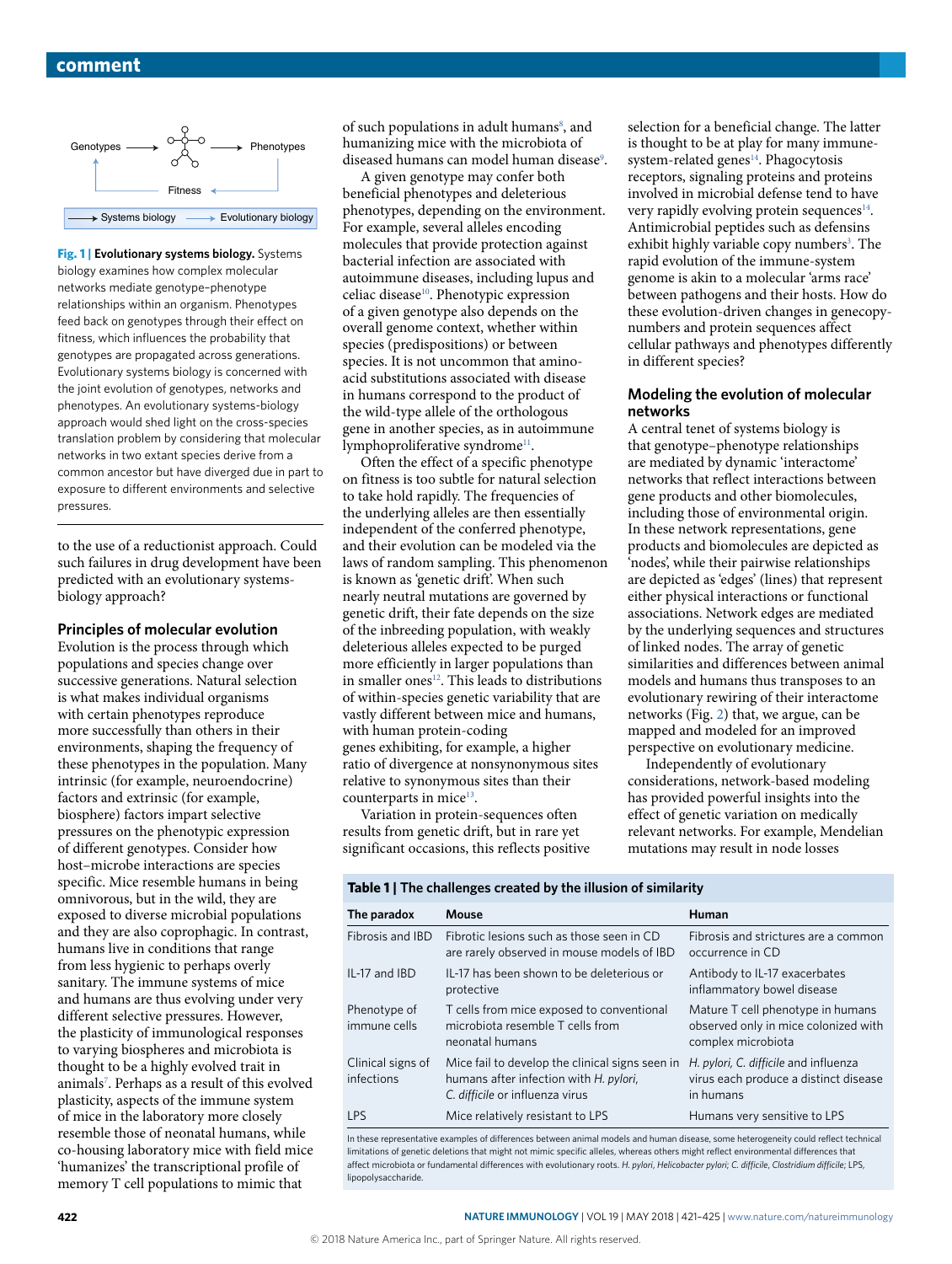Fig. 1 | **Evolutionary systems biology.** Systems biology examines how complex molecular networks mediate genotype–phenotype relationships within an organism. Phenotypes feed back on genotypes through their effect on fitness, which influences the probability that genotypes are propagated across generations. Evolutionary systems biology is concerned with the joint evolution of genotypes, networks and phenotypes. An evolutionary systems-biology approach would shed light on the cross-species translation problem by considering that molecular networks in two extant species derive from a common ancestor but have diverged due in part to exposure to different environments and selective pressures.

to the use of a reductionist approach. Could such failures in drug development have been predicted with an evolutionary systems-biology approach?

## Principles of molecular evolution

Evolution is the process through which populations and species change over successive generations. Natural selection is what makes individual organisms with certain phenotypes reproduce more successfully than others in their environments, shaping the frequency of these phenotypes in the population. Many intrinsic (for example, neuroendocrine) factors and extrinsic (for example, biosphere) factors impart selective pressures on the phenotypic expression of different genotypes. Consider how host–microbe interactions are species specific. Mice resemble humans in being omnivorous, but in the wild, they are exposed to diverse microbial populations and they are also coprophagic. In contrast, humans live in conditions that range from less hygienic to perhaps overly sanitary. The immune systems of mice and humans are thus evolving under very different selective pressures. However, the plasticity of immunological responses to varying biospheres and microbiota is thought to be a highly evolved trait in animals[7]. Perhaps as a result of this evolved plasticity, aspects of the immune system of mice in the laboratory more closely resemble those of neonatal humans, while co-housing laboratory mice with field mice 'humanizes' the transcriptional profile of memory T cell populations to mimic that of such populations in adult humans[8], and humanizing mice with the microbiota of diseased humans can model human disease[9].

A given genotype may confer both beneficial phenotypes and deleterious phenotypes, depending on the environment. For example, several alleles encoding molecules that provide protection against bacterial infection are associated with autoimmune diseases, including lupus and celiac disease[10]. Phenotypic expression of a given genotype also depends on the overall genome context, whether within species (predispositions) or between species. It is not uncommon that amino-acid substitutions associated with disease in humans correspond to the product of the wild-type allele of the orthologous gene in another species, as in autoimmune lymphoproliferative syndrome[11].

Often the effect of a specific phenotype on fitness is too subtle for natural selection to take hold rapidly. The frequencies of the underlying alleles are then essentially independent of the conferred phenotype, and their evolution can be modeled via the laws of random sampling. This phenomenon is known as 'genetic drift'. When such nearly neutral mutations are governed by genetic drift, their fate depends on the size of the inbreeding population, with weakly deleterious alleles expected to be purged more efficiently in larger populations than in smaller ones[12]. This leads to distributions of within-species genetic variability that are vastly different between mice and humans, with human protein-coding genes exhibiting, for example, a higher ratio of divergence at nonsynonymous sites relative to synonymous sites than their counterparts in mice[13].

Variation in protein-sequences often results from genetic drift, but in rare yet significant occasions, this reflects positive selection for a beneficial change. The latter is thought to be at play for many immune-system-related genes[14]. Phagocytosis receptors, signaling proteins and proteins involved in microbial defense tend to have very rapidly evolving protein sequences[14]. Antimicrobial peptides such as defensins exhibit highly variable copy numbers[3]. The rapid evolution of the immune-system genome is akin to a molecular 'arms race' between pathogens and their hosts. How do these evolution-driven changes in genecopy-numbers and protein sequences affect cellular pathways and phenotypes differently in different species?

## Modeling the evolution of molecular networks

A central tenet of systems biology is that genotype–phenotype relationships are mediated by dynamic 'interactome' networks that reflect interactions between gene products and other biomolecules, including those of environmental origin. In these network representations, gene products and biomolecules are depicted as 'nodes', while their pairwise relationships are depicted as 'edges' (lines) that represent either physical interactions or functional associations. Network edges are mediated by the underlying sequences and structures of linked nodes. The array of genetic similarities and differences between animal models and humans thus transposes to an evolutionary rewiring of their interactome networks (Fig. 2) that, we argue, can be mapped and modeled for an improved perspective on evolutionary medicine.

Independently of evolutionary considerations, network-based modeling has provided powerful insights into the effect of genetic variation on medically relevant networks. For example, Mendelian mutations may result in node losses

**Table 1 | The challenges created by the illusion of similarity**

| The paradox | Mouse | Human |
|---|---|---|
| Fibrosis and IBD | Fibrotic lesions such as those seen in CD are rarely observed in mouse models of IBD | Fibrosis and strictures are a common occurrence in CD |
| IL-17 and IBD | IL-17 has been shown to be deleterious or protective | Antibody to IL-17 exacerbates inflammatory bowel disease |
| Phenotype of immune cells | T cells from mice exposed to conventional microbiota resemble T cells from neonatal humans | Mature T cell phenotype in humans observed only in mice colonized with complex microbiota |
| Clinical signs of infections | Mice fail to develop the clinical signs seen in humans after infection with *H. pylori*, *C. difficile* or influenza virus | *H. pylori*, *C. difficile* and influenza virus each produce a distinct disease in humans |
| LPS | Mice relatively resistant to LPS | Humans very sensitive to LPS |

In these representative examples of differences between animal models and human disease, some heterogeneity could reflect technical limitations of genetic deletions that might not mimic specific alleles, whereas others might reflect environmental differences that affect microbiota or fundamental differences with evolutionary roots. *H. pylori*, *Helicobacter pylori*; *C. difficile*, *Clostridium difficile*; LPS, lipopolysaccharide.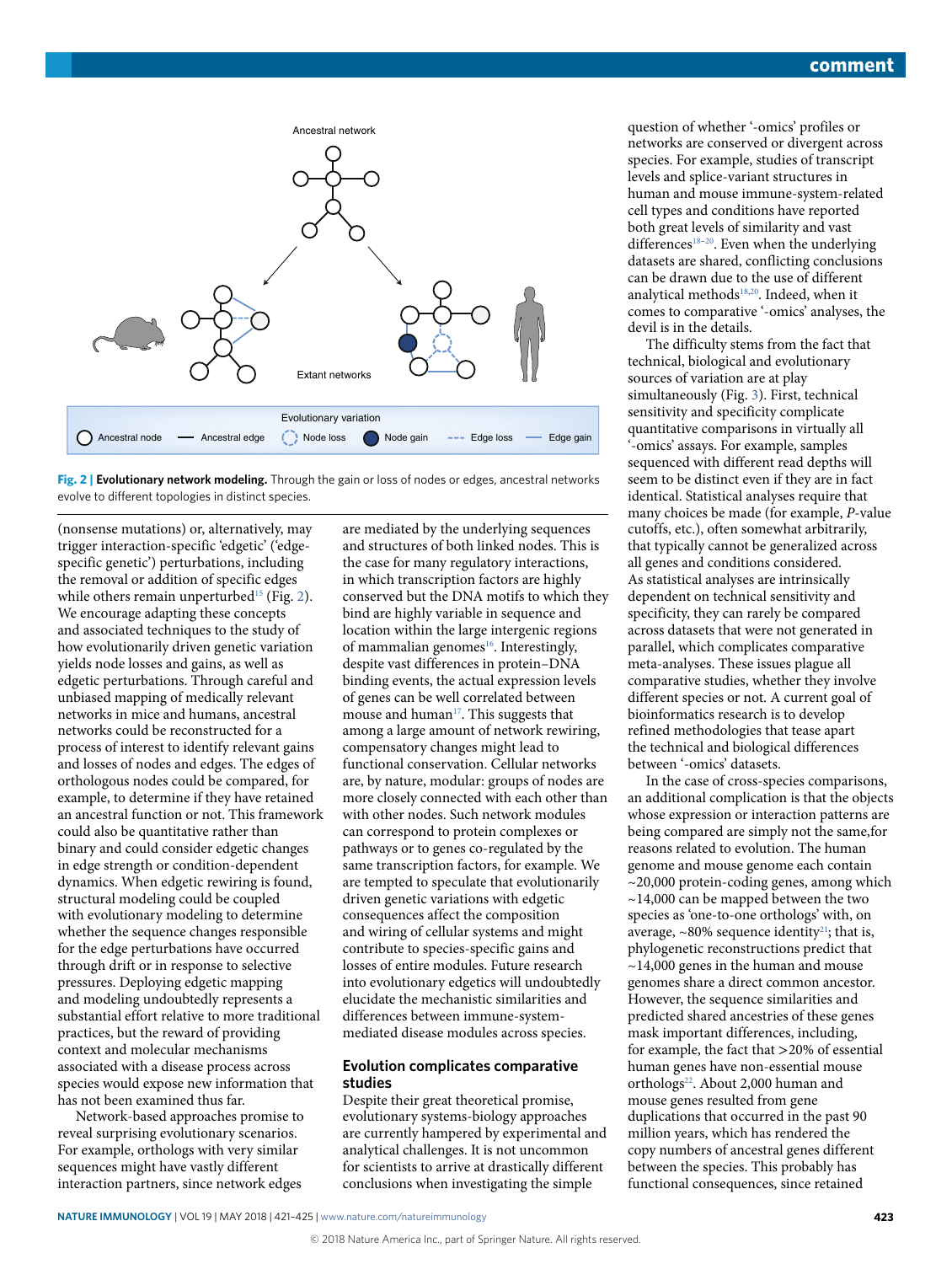Fig. 2 | **Evolutionary network modeling.** Through the gain or loss of nodes or edges, ancestral networks evolve to different topologies in distinct species.

(nonsense mutations) or, alternatively, may trigger interaction-specific 'edgetic' ('edge-specific genetic') perturbations, including the removal or addition of specific edges while others remain unperturbed[15] (Fig. 2). We encourage adapting these concepts and associated techniques to the study of how evolutionarily driven genetic variation yields node losses and gains, as well as edgetic perturbations. Through careful and unbiased mapping of medically relevant networks in mice and humans, ancestral networks could be reconstructed for a process of interest to identify relevant gains and losses of nodes and edges. The edges of orthologous nodes could be compared, for example, to determine if they have retained an ancestral function or not. This framework could also be quantitative rather than binary and could consider edgetic changes in edge strength or condition-dependent dynamics. When edgetic rewiring is found, structural modeling could be coupled with evolutionary modeling to determine whether the sequence changes responsible for the edge perturbations have occurred through drift or in response to selective pressures. Deploying edgetic mapping and modeling undoubtedly represents a substantial effort relative to more traditional practices, but the reward of providing context and molecular mechanisms associated with a disease process across species would expose new information that has not been examined thus far.

Network-based approaches promise to reveal surprising evolutionary scenarios. For example, orthologs with very similar sequences might have vastly different interaction partners, since network edges are mediated by the underlying sequences and structures of both linked nodes. This is the case for many regulatory interactions, in which transcription factors are highly conserved but the DNA motifs to which they bind are highly variable in sequence and location within the large intergenic regions of mammalian genomes[16]. Interestingly, despite vast differences in protein–DNA binding events, the actual expression levels of genes can be well correlated between mouse and human[17]. This suggests that among a large amount of network rewiring, compensatory changes might lead to functional conservation. Cellular networks are, by nature, modular: groups of nodes are more closely connected with each other than with other nodes. Such network modules can correspond to protein complexes or pathways or to genes co-regulated by the same transcription factors, for example. We are tempted to speculate that evolutionarily driven genetic variations with edgetic consequences affect the composition and wiring of cellular systems and might contribute to species-specific gains and losses of entire modules. Future research into evolutionary edgetics will undoubtedly elucidate the mechanistic similarities and differences between immune-system-mediated disease modules across species.

## Evolution complicates comparative studies

Despite their great theoretical promise, evolutionary systems-biology approaches are currently hampered by experimental and analytical challenges. It is not uncommon for scientists to arrive at drastically different conclusions when investigating the simple question of whether '-omics' profiles or networks are conserved or divergent across species. For example, studies of transcript levels and splice-variant structures in human and mouse immune-system-related cell types and conditions have reported both great levels of similarity and vast differences[18–20]. Even when the underlying datasets are shared, conflicting conclusions can be drawn due to the use of different analytical methods[18,20]. Indeed, when it comes to comparative '-omics' analyses, the devil is in the details.

The difficulty stems from the fact that technical, biological and evolutionary sources of variation are at play simultaneously (Fig. 3). First, technical sensitivity and specificity complicate quantitative comparisons in virtually all '-omics' assays. For example, samples sequenced with different read depths will seem to be distinct even if they are in fact identical. Statistical analyses require that many choices be made (for example, *P*-value cutoffs, etc.), often somewhat arbitrarily, that typically cannot be generalized across all genes and conditions considered. As statistical analyses are intrinsically dependent on technical sensitivity and specificity, they can rarely be compared across datasets that were not generated in parallel, which complicates comparative meta-analyses. These issues plague all comparative studies, whether they involve different species or not. A current goal of bioinformatics research is to develop refined methodologies that tease apart the technical and biological differences between '-omics' datasets.

In the case of cross-species comparisons, an additional complication is that the objects whose expression or interaction patterns are being compared are simply not the same,for reasons related to evolution. The human genome and mouse genome each contain ~20,000 protein-coding genes, among which ~14,000 can be mapped between the two species as 'one-to-one orthologs' with, on average, ~80% sequence identity[21]; that is, phylogenetic reconstructions predict that ~14,000 genes in the human and mouse genomes share a direct common ancestor. However, the sequence similarities and predicted shared ancestries of these genes mask important differences, including, for example, the fact that >20% of essential human genes have non-essential mouse orthologs[22]. About 2,000 human and mouse genes resulted from gene duplications that occurred in the past 90 million years, which has rendered the copy numbers of ancestral genes different between the species. This probably has functional consequences, since retained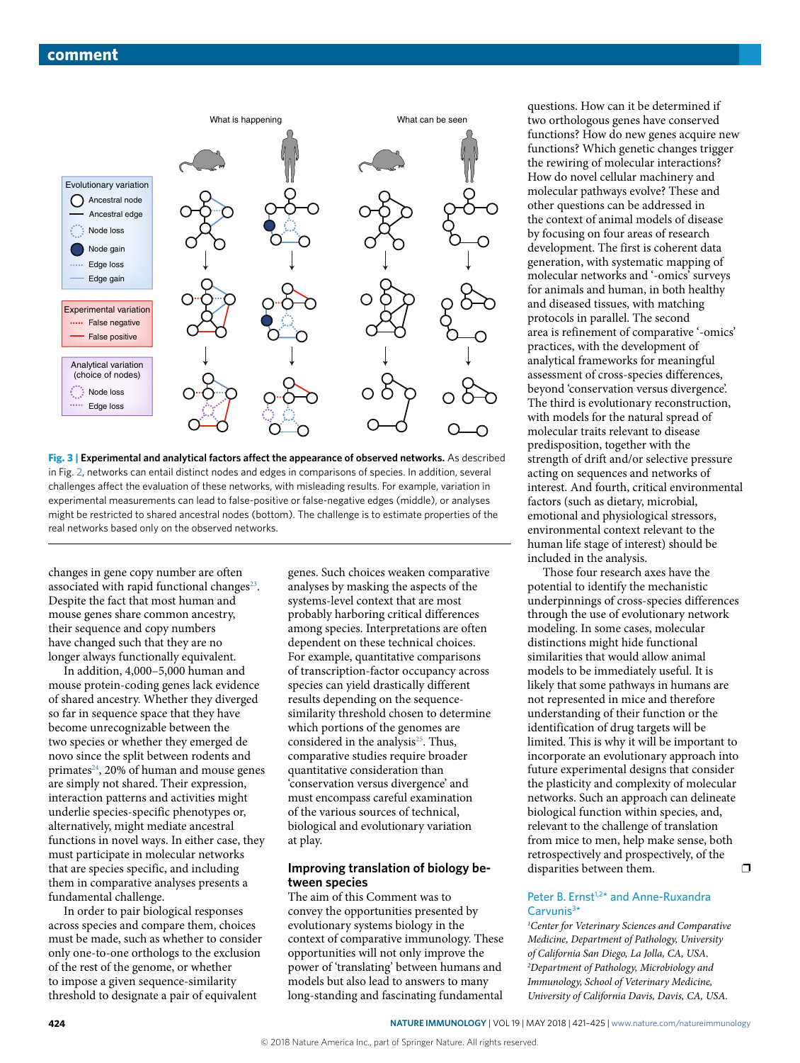Fig. 3 | **Experimental and analytical factors affect the appearance of observed networks.** As described in Fig. 2, networks can entail distinct nodes and edges in comparisons of species. In addition, several challenges affect the evaluation of these networks, with misleading results. For example, variation in experimental measurements can lead to false-positive or false-negative edges (middle), or analyses might be restricted to shared ancestral nodes (bottom). The challenge is to estimate properties of the real networks based only on the observed networks.

changes in gene copy number are often associated with rapid functional changes[23]. Despite the fact that most human and mouse genes share common ancestry, their sequence and copy numbers have changed such that they are no longer always functionally equivalent.

In addition, 4,000–5,000 human and mouse protein-coding genes lack evidence of shared ancestry. Whether they diverged so far in sequence space that they have become unrecognizable between the two species or whether they emerged de novo since the split between rodents and primates[24], 20% of human and mouse genes are simply not shared. Their expression, interaction patterns and activities might underlie species-specific phenotypes or, alternatively, might mediate ancestral functions in novel ways. In either case, they must participate in molecular networks that are species specific, and including them in comparative analyses presents a fundamental challenge.

In order to pair biological responses across species and compare them, choices must be made, such as whether to consider only one-to-one orthologs to the exclusion of the rest of the genome, or whether to impose a given sequence-similarity threshold to designate a pair of equivalent genes. Such choices weaken comparative analyses by masking the aspects of the systems-level context that are most probably harboring critical differences among species. Interpretations are often dependent on these technical choices. For example, quantitative comparisons of transcription-factor occupancy across species can yield drastically different results depending on the sequence-similarity threshold chosen to determine which portions of the genomes are considered in the analysis[25]. Thus, comparative studies require broader quantitative consideration than 'conservation versus divergence' and must encompass careful examination of the various sources of technical, biological and evolutionary variation at play.

## Improving translation of biology between species

The aim of this Comment was to convey the opportunities presented by evolutionary systems biology in the context of comparative immunology. These opportunities will not only improve the power of 'translating' between humans and models but also lead to answers to many long-standing and fascinating fundamental questions. How can it be determined if two orthologous genes have conserved functions? How do new genes acquire new functions? Which genetic changes trigger the rewiring of molecular interactions? How do novel cellular machinery and molecular pathways evolve? These and other questions can be addressed in the context of animal models of disease by focusing on four areas of research development. The first is coherent data generation, with systematic mapping of molecular networks and '-omics' surveys for animals and human, in both healthy and diseased tissues, with matching protocols in parallel. The second area is refinement of comparative '-omics' practices, with the development of analytical frameworks for meaningful assessment of cross-species differences, beyond 'conservation versus divergence'. The third is evolutionary reconstruction, with models for the natural spread of molecular traits relevant to disease predisposition, together with the strength of drift and/or selective pressure acting on sequences and networks of interest. And fourth, critical environmental factors (such as dietary, microbial, emotional and physiological stressors, environmental context relevant to the human life stage of interest) should be included in the analysis.

Those four research axes have the potential to identify the mechanistic underpinnings of cross-species differences through the use of evolutionary network modeling. In some cases, molecular distinctions might hide functional similarities that would allow animal models to be immediately useful. It is likely that some pathways in humans are not represented in mice and therefore understanding of their function or the identification of drug targets will be limited. This is why it will be important to incorporate an evolutionary approach into future experimental designs that consider the plasticity and complexity of molecular networks. Such an approach can delineate biological function within species, and, relevant to the challenge of translation from mice to men, help make sense, both retrospectively and prospectively, of the disparities between them. ❐

**Peter B. Ernst[1,2]* and Anne-Ruxandra Carvunis[3]***

*[1]Center for Veterinary Sciences and Comparative Medicine, Department of Pathology, University of California San Diego, La Jolla, CA, USA.*
*[2]Department of Pathology, Microbiology and Immunology, School of Veterinary Medicine, University of California Davis, Davis, CA, USA.*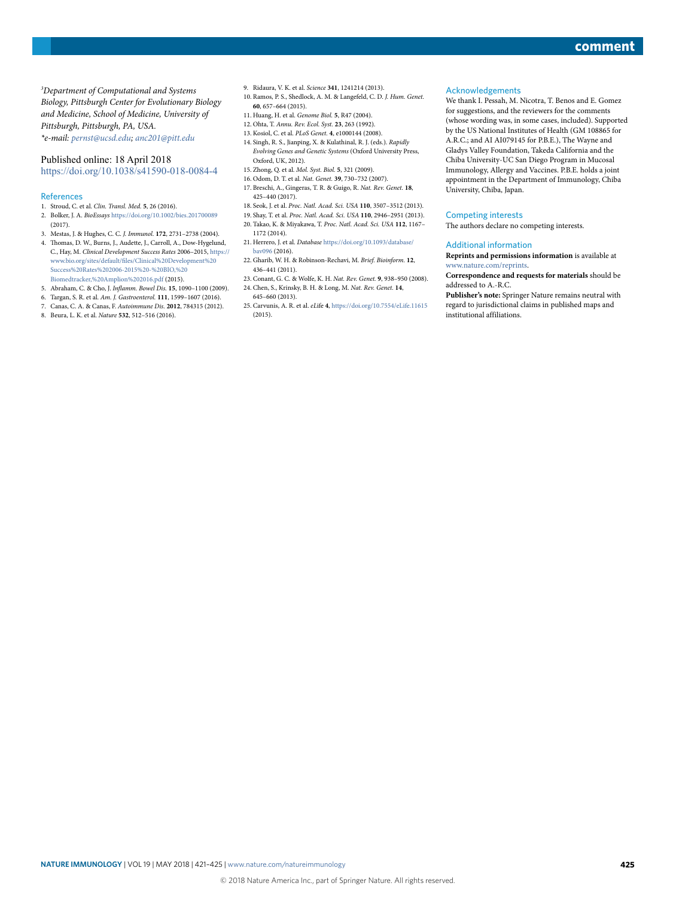[3]Department of Computational and Systems Biology, Pittsburgh Center for Evolutionary Biology and Medicine, School of Medicine, University of Pittsburgh, Pittsburgh, PA, USA.
*e-mail: pernst@ucsd.edu; anc201@pitt.edu

Published online: 18 April 2018
https://doi.org/10.1038/s41590-018-0084-4

## References

1. Stroud, C. et al. *Clin. Transl. Med.* **5**, 26 (2016).
2. Bolker, J. A. *BioEssays* https://doi.org/10.1002/bies.201700089 (2017).
3. Mestas, J. & Hughes, C. C. *J. Immunol.* **172**, 2731–2738 (2004).
4. Thomas, D. W., Burns, J., Audette, J., Carroll, A., Dow-Hygelund, C., Hay, M. *Clinical Development Success Rates* 2006–2015, https://www.bio.org/sites/default/files/Clinical%20Development%20Success%20Rates%202006-2015%20-%20BIO,%20Biomedtracker,%20Amplion%202016.pdf (2015).
5. Abraham, C. & Cho, J. *Inflamm. Bowel Dis.* **15**, 1090–1100 (2009).
6. Targan, S. R. et al. *Am. J. Gastroenterol.* **111**, 1599–1607 (2016).
7. Canas, C. A. & Canas, F. *Autoimmune Dis.* **2012**, 784315 (2012).
8. Beura, L. K. et al. *Nature* **532**, 512–516 (2016).
9. Ridaura, V. K. et al. *Science* **341**, 1241214 (2013).
10. Ramos, P. S., Shedlock, A. M. & Langefeld, C. D. *J. Hum. Genet.* **60**, 657–664 (2015).
11. Huang, H. et al. *Genome Biol.* **5**, R47 (2004).
12. Ohta, T. *Annu. Rev. Ecol. Syst.* **23**, 263 (1992).
13. Kosiol, C. et al. *PLoS Genet.* **4**, e1000144 (2008).
14. Singh, R. S., Jianping, X. & Kulathinal, R. J. (eds.). *Rapidly Evolving Genes and Genetic Systems* (Oxford University Press, Oxford, UK, 2012).
15. Zhong, Q. et al. *Mol. Syst. Biol.* **5**, 321 (2009).
16. Odom, D. T. et al. *Nat. Genet.* **39**, 730–732 (2007).
17. Breschi, A., Gingeras, T. R. & Guigo, R. *Nat. Rev. Genet.* **18**, 425–440 (2017).
18. Seok, J. et al. *Proc. Natl. Acad. Sci. USA* **110**, 3507–3512 (2013).
19. Shay, T. et al. *Proc. Natl. Acad. Sci. USA* **110**, 2946–2951 (2013).
20. Takao, K. & Miyakawa, T. *Proc. Natl. Acad. Sci. USA* **112**, 1167–1172 (2014).
21. Herrero, J. et al. *Database* https://doi.org/10.1093/database/bav096 (2016).
22. Gharib, W. H. & Robinson-Rechavi, M. *Brief. Bioinform.* **12**, 436–441 (2011).
23. Conant, G. C. & Wolfe, K. H. *Nat. Rev. Genet.* **9**, 938–950 (2008).
24. Chen, S., Krinsky, B. H. & Long, M. *Nat. Rev. Genet.* **14**, 645–660 (2013).
25. Carvunis, A. R. et al. *eLife* **4**, https://doi.org/10.7554/eLife.11615 (2015).

## Acknowledgements

We thank I. Pessah, M. Nicotra, T. Benos and E. Gomez for suggestions, and the reviewers for the comments (whose wording was, in some cases, included). Supported by the US National Institutes of Health (GM 108865 for A.R.C.; and AI AI079145 for P.B.E.), The Wayne and Gladys Valley Foundation, Takeda California and the Chiba University-UC San Diego Program in Mucosal Immunology, Allergy and Vaccines. P.B.E. holds a joint appointment in the Department of Immunology, Chiba University, Chiba, Japan.

## Competing interests

The authors declare no competing interests.

## Additional information

**Reprints and permissions information** is available at www.nature.com/reprints.

**Correspondence and requests for materials** should be addressed to A.-R.C.

**Publisher's note:** Springer Nature remains neutral with regard to jurisdictional claims in published maps and institutional affiliations.